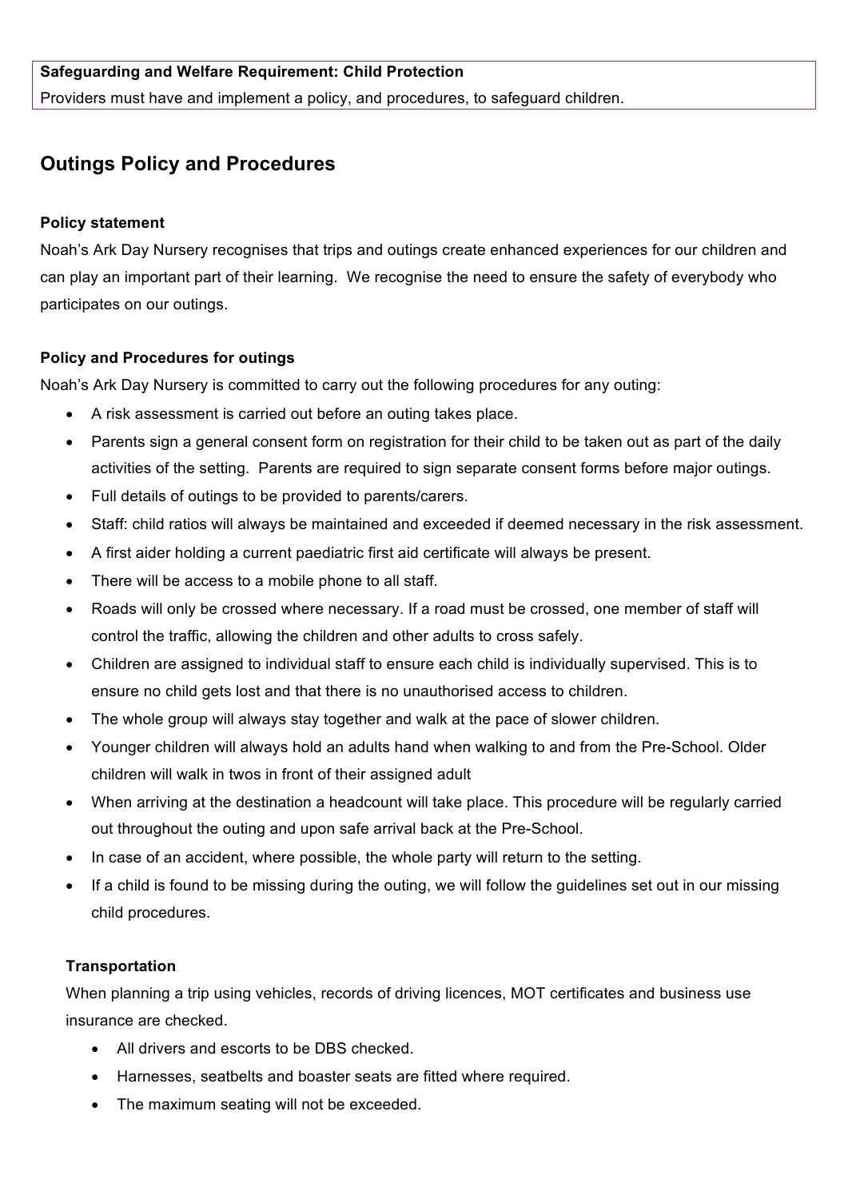**Safeguarding and Welfare Requirement: Child Protection**
Providers must have and implement a policy, and procedures, to safeguard children.

## Outings Policy and Procedures

**Policy statement**

Noah's Ark Day Nursery recognises that trips and outings create enhanced experiences for our children and can play an important part of their learning. We recognise the need to ensure the safety of everybody who participates on our outings.

**Policy and Procedures for outings**

Noah's Ark Day Nursery is committed to carry out the following procedures for any outing:

- A risk assessment is carried out before an outing takes place.
- Parents sign a general consent form on registration for their child to be taken out as part of the daily activities of the setting. Parents are required to sign separate consent forms before major outings.
- Full details of outings to be provided to parents/carers.
- Staff: child ratios will always be maintained and exceeded if deemed necessary in the risk assessment.
- A first aider holding a current paediatric first aid certificate will always be present.
- There will be access to a mobile phone to all staff.
- Roads will only be crossed where necessary. If a road must be crossed, one member of staff will control the traffic, allowing the children and other adults to cross safely.
- Children are assigned to individual staff to ensure each child is individually supervised. This is to ensure no child gets lost and that there is no unauthorised access to children.
- The whole group will always stay together and walk at the pace of slower children.
- Younger children will always hold an adults hand when walking to and from the Pre-School. Older children will walk in twos in front of their assigned adult
- When arriving at the destination a headcount will take place. This procedure will be regularly carried out throughout the outing and upon safe arrival back at the Pre-School.
- In case of an accident, where possible, the whole party will return to the setting.
- If a child is found to be missing during the outing, we will follow the guidelines set out in our missing child procedures.

**Transportation**

When planning a trip using vehicles, records of driving licences, MOT certificates and business use insurance are checked.

- All drivers and escorts to be DBS checked.
- Harnesses, seatbelts and boaster seats are fitted where required.
- The maximum seating will not be exceeded.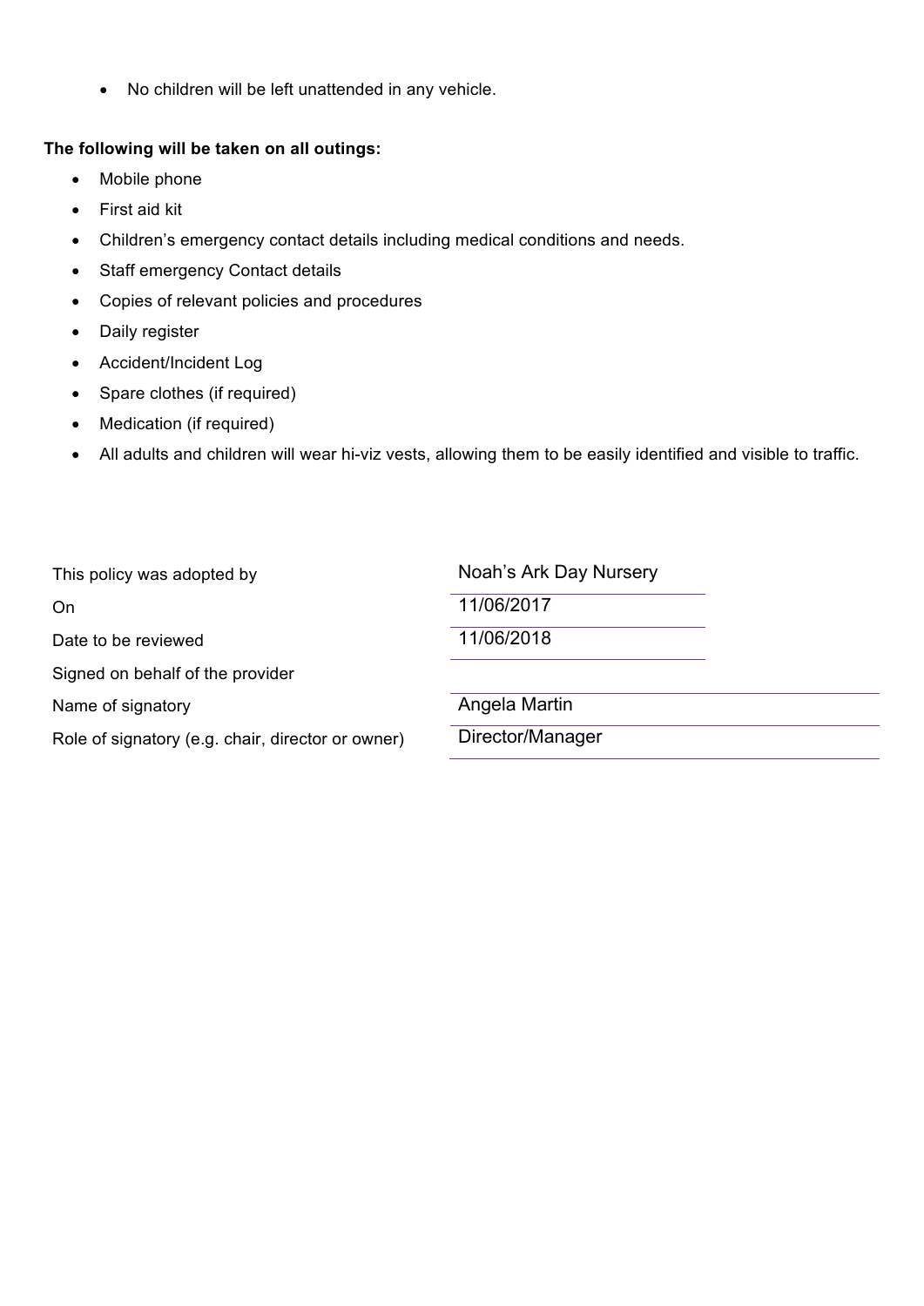- No children will be left unattended in any vehicle.

**The following will be taken on all outings:**

- Mobile phone
- First aid kit
- Children's emergency contact details including medical conditions and needs.
- Staff emergency Contact details
- Copies of relevant policies and procedures
- Daily register
- Accident/Incident Log
- Spare clothes (if required)
- Medication (if required)
- All adults and children will wear hi-viz vests, allowing them to be easily identified and visible to traffic.

| | |
|---|---|
| This policy was adopted by | Noah's Ark Day Nursery |
| On | 11/06/2017 |
| Date to be reviewed | 11/06/2018 |
| Signed on behalf of the provider | |
| Name of signatory | Angela Martin |
| Role of signatory (e.g. chair, director or owner) | Director/Manager |